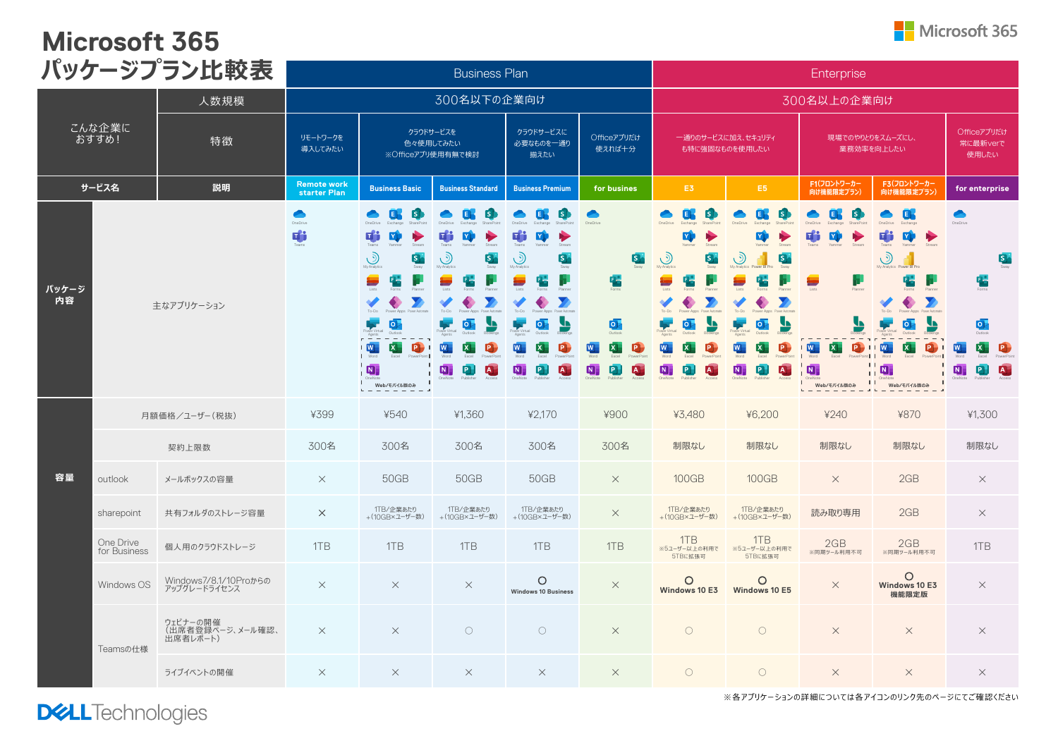# Microsoft 365 パッケージプラン比較表

| | | | Business Plan | | | | | Enterprise | | | | |
|---|---|---|---|---|---|---|---|---|---|---|---|---|
| こんな企業におすすめ！ | 人数規模 | | 300名以下の企業向け | | | | | 300名以上の企業向け | | | | |
| | 特徴 | | リモートワークを導入してみたい | クラウドサービスを色々使用してみたい ※Officeアプリ使用有無で検討 | | クラウドサービスに必要なものを一通り揃えたい | Officeアプリだけ使えれば十分 | 一通りのサービスに加え、セキュリティも特に強固なものを使用したい | | 現場でのやりとりをスムーズにし、業務効率を向上したい | | Officeアプリだけ常に最新verで使用したい |
| サービス名 | 説明 | | Remote work starter Plan | Business Basic | Business Standard | Business Premium | for busines | E3 | E5 | F1(フロントワーカー向け機能限定プラン) | F3(フロントワーカー向け機能限定プラン) | for enterprise |
| パッケージ内容 | 主なアプリケーション | | OneDrive, Teams | OneDrive, Exchange, SharePoint, Teams, Yammer, Stream, My Analytics, Sway, Lists, Forms, Planner, To-Do, Power Apps, Power Automate, Power Virtual Agents, Outlook, Word, Excel, PowerPoint, OneNote (Web/モバイル版のみ) | OneDrive, Exchange, SharePoint, Teams, Yammer, Stream, My Analytics, Sway, Lists, Forms, Planner, To-Do, Power Apps, Power Automate, Power Virtual Agents, Outlook, Bookings, Word, Excel, PowerPoint, OneNote, Publisher, Access | OneDrive, Exchange, SharePoint, Teams, Yammer, Stream, My Analytics, Sway, Lists, Forms, Planner, To-Do, Power Apps, Power Automate, Power Virtual Agents, Outlook, Bookings, Word, Excel, PowerPoint, OneNote, Publisher, Access | OneDrive, Sway, Forms, Outlook, Word, Excel, PowerPoint, OneNote, Publisher, Access | OneDrive, Exchange, SharePoint, Yammer, Stream, My Analytics, Sway, Lists, Forms, Planner, To-Do, Power Apps, Power Automate, Power Virtual Agents, Outlook, Bookings, Word, Excel, PowerPoint, OneNote, Publisher, Access | OneDrive, Exchange, SharePoint, Yammer, Stream, My Analytics, Power BI Pro, Sway, Lists, Forms, Planner, To-Do, Power Apps, Power Automate, Power Virtual Agents, Outlook, Bookings, Word, Excel, PowerPoint, OneNote, Publisher, Access | OneDrive, Exchange, SharePoint, Teams, Yammer, Stream, Lists, Planner, Bookings, Word, Excel, PowerPoint, OneNote (Web/モバイル版のみ) | OneDrive, Exchange, Teams, Yammer, Stream, My Analytics, Power BI Pro, Forms, Planner, To-Do, Power Apps, Power Automate, Power Virtual Agents, Outlook, Bookings, Word, Excel, PowerPoint, OneNote (Web/モバイル版のみ) | OneDrive, Sway, Forms, Outlook, Word, Excel, PowerPoint, OneNote, Publisher, Access |
| 容量 | 月額価格／ユーザー（税抜） | | ¥399 | ¥540 | ¥1,360 | ¥2,170 | ¥900 | ¥3,480 | ¥6,200 | ¥240 | ¥870 | ¥1,300 |
| | 契約上限数 | | 300名 | 300名 | 300名 | 300名 | 300名 | 制限なし | 制限なし | 制限なし | 制限なし | 制限なし |
| | outlook | メールボックスの容量 | × | 50GB | 50GB | 50GB | × | 100GB | 100GB | × | 2GB | × |
| | sharepoint | 共有フォルダのストレージ容量 | × | 1TB/企業あたり＋(10GB×ユーザー数) | 1TB/企業あたり＋(10GB×ユーザー数) | 1TB/企業あたり＋(10GB×ユーザー数) | × | 1TB/企業あたり＋(10GB×ユーザー数) | 1TB/企業あたり＋(10GB×ユーザー数) | 読み取り専用 | 2GB | × |
| | One Drive for Business | 個人用のクラウドストレージ | 1TB | 1TB | 1TB | 1TB | 1TB | 1TB ※5ユーザー以上の利用で5TBに拡張可 | 1TB ※5ユーザー以上の利用で5TBに拡張可 | 2GB ※同期ツール利用不可 | 2GB ※同期ツール利用不可 | 1TB |
| | Windows OS | Windows7/8.1/10Proからのアップグレードライセンス | × | × | × | ○ Windows 10 Business | × | ○ Windows 10 E3 | ○ Windows 10 E5 | × | ○ Windows 10 E3 機能限定版 | × |
| | Teamsの仕様 | ウェビナーの開催（出席者登録ページ、メール確認、出席者レポート） | × | × | ○ | ○ | × | ○ | ○ | × | × | × |
| | | ライブイベントの開催 | × | × | × | × | × | ○ | ○ | × | × | × |

※各アプリケーションの詳細については各アイコンのリンク先のページにてご確認ください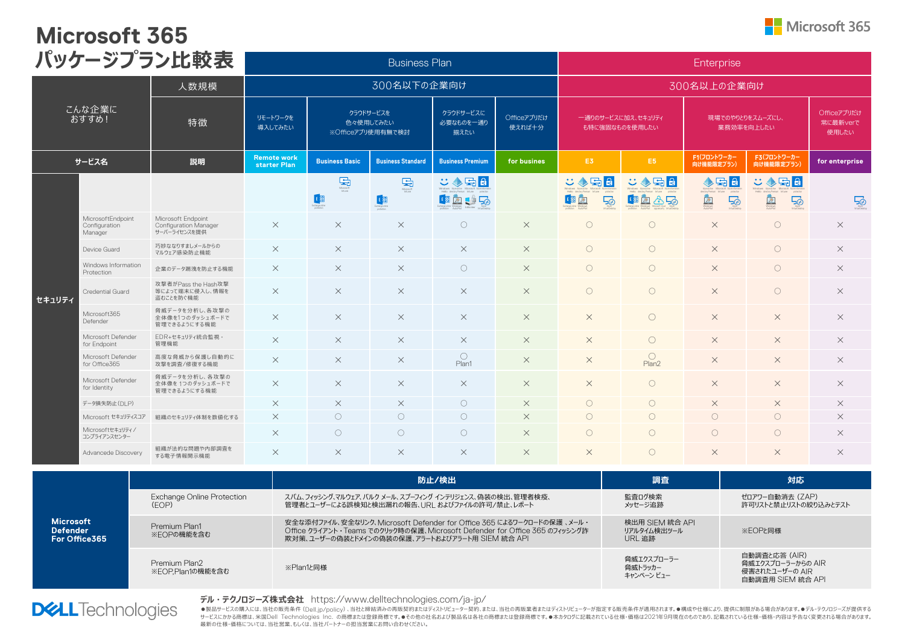# Microsoft 365 パッケージプラン比較表

| | | Business Plan | | | | | Enterprise | | | | |
|---|---|---|---|---|---|---|---|---|---|---|---|
| | 人数規模 | 300名以下の企業向け | | | | | 300名以上の企業向け | | | | |
| こんな企業におすすめ！ | 特徴 | リモートワークを導入してみたい | クラウドサービスを色々使用してみたい ※Officeアプリ使用有無で検討 | | クラウドサービスに必要なものを一通り揃えたい | Officeアプリだけ使えれば十分 | 一通りのサービスに加え、セキュリティも特に強固なものを使用したい | | 現場でのやりとりをスムーズにし、業務効率を向上したい | | Officeアプリだけ常に最新verで使用したい |
| サービス名 | 説明 | Remote work starter Plan | Business Basic | Business Standard | Business Premium | for business | E3 | E5 | F1(フロントワーカー向け機能限定プラン) | F3(フロントワーカー向け機能限定プラン) | for enterprise |
| セキュリティ: MicrosoftEndpoint Configuration Manager | Microsoft Endpoint Configuration Manager サーバーライセンスを提供 | × | × | × | ○ | × | ○ | ○ | × | ○ | × |
| Device Guard | 巧妙ななりすましメールからのマルウェア感染防止機能 | × | × | × | × | × | ○ | ○ | × | ○ | × |
| Windows Information Protection | 企業のデータ漏洩を防止する機能 | × | × | × | ○ | × | ○ | ○ | × | ○ | × |
| Credential Guard | 攻撃者がPass the Hash攻撃等によって端末に侵入し、情報を盗むことを防ぐ機能 | × | × | × | × | × | ○ | ○ | × | ○ | × |
| Microsoft365 Defender | 脅威データを分析し、各攻撃の全体像を1つのダッシュボードで管理できるようにする機能 | × | × | × | × | × | × | ○ | × | × | × |
| Microsoft Defender for Endpoint | EDR+セキュリティ統合監視・管理機能 | × | × | × | × | × | × | ○ | × | × | × |
| Microsoft Defender for Office365 | 高度な脅威から保護し自動的に攻撃を調査/修復する機能 | × | × | × | ○ Plan1 | × | × | ○ Plan2 | × | × | × |
| Microsoft Defender for Identity | 脅威データを分析し、各攻撃の全体像を1つのダッシュボードで管理できるようにする機能 | × | × | × | × | × | × | ○ | × | × | × |
| データ損失防止(DLP) | | × | × | × | ○ | × | ○ | ○ | × | × | × |
| Microsoft セキュリティスコア | 組織のセキュリティ体制を数値化する | × | ○ | ○ | ○ | × | ○ | ○ | ○ | ○ | × |
| Microsoftセキュリティ/コンプライアンスセンター | | × | ○ | ○ | ○ | × | ○ | ○ | ○ | ○ | × |
| Advancede Discovery | 組織が法的な問題や内部調査をする電子情報開示機能 | × | × | × | × | × | × | ○ | × | × | × |

| Microsoft Defender For Office365 | | 防止/検出 | 調査 | 対応 |
|---|---|---|---|---|
| | Exchange Online Protection (EOP) | スパム、フィッシング、マルウェア、バルク メール、スプーフィング インテリジェンス、偽装の検出、管理者検疫、管理者とユーザーによる誤検知と検出漏れの報告、URL およびファイルの許可/禁止、レポート | 監査ログ検索 メッセージ追跡 | ゼロアワー自動消去 (ZAP) 許可リストと禁止リストの絞り込みとテスト |
| | Premium Plan1 ※EOPの機能を含む | 安全な添付ファイル、安全なリンク、Microsoft Defender for Office 365 によるワークロードの保護、メール・Office クライアント・Teams でのクリック時の保護、Microsoft Defender for Office 365 のフィッシング詐欺対策、ユーザーの偽装とドメインの偽装の保護、アラートおよびアラート用 SIEM 統合 API | 検出用 SIEM 統合 API リアルタイム検出ツール URL 追跡 | ※EOPと同様 |
| | Premium Plan2 ※EOP,Plan1の機能を含む | ※Plan1と同様 | 脅威エクスプローラー 脅威トラッカー キャンペーン ビュー | 自動調査と応答 (AIR) 脅威エクスプローラーからの AIR 侵害されたユーザーの AIR 自動調査用 SIEM 統合 API |

デル・テクノロジーズ株式会社 https://www.delltechnologies.com/ja-jp/

●製品サービスの購入には、当社の販売条件(Dell.jp/policy)、当社と締結済みの再販契約またはディストリビューター契約、または、当社の再販業者またはディストリビューターが指定する販売条件が適用されます。●構成や仕様により、提供に制限がある場合があります。●デル・テクノロジーズが提供するサービスにかかる商標は、米国Dell Technologies Inc. の商標または登録商標です。●その他の社名および製品名は各社の商標または登録商標です。●本カタログに記載されている仕様・価格は2021年9月現在のものであり、記載されている仕様・価格・内容は予告なく変更される場合があります。最新の仕様・価格については、当社営業、もしくは、当社パートナーの担当営業にお問い合わせください。